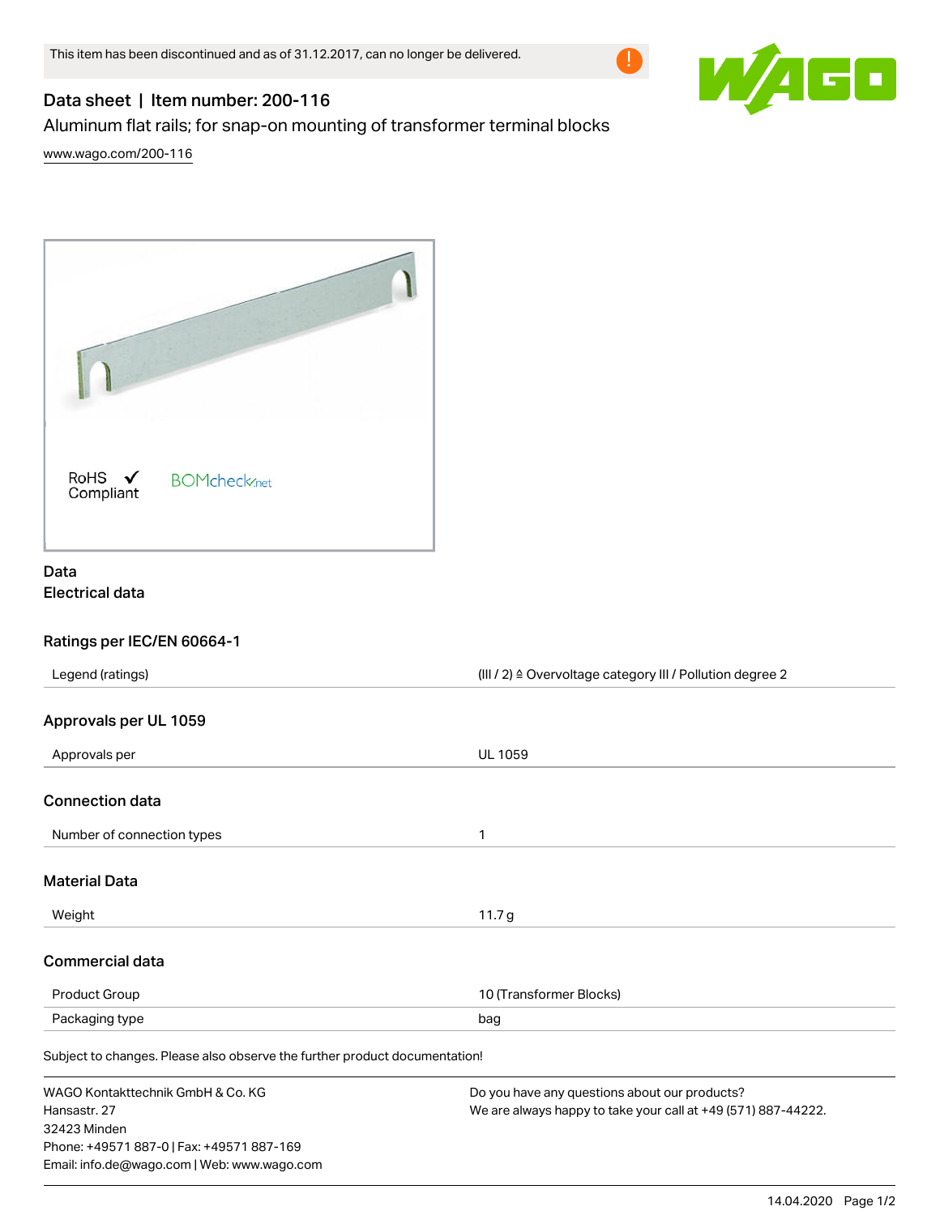This item has been discontinued and as of 31.12.2017, can no longer be delivered.

# Data sheet | Item number: 200-116

Aluminum flat rails; for snap-on mounting of transformer terminal blocks

www.wago.com/200-116

RoHS ✓ Compliant   BOMcheck.net

## Data

### Electrical data

### Ratings per IEC/EN 60664-1

| | |
|---|---|
| Legend (ratings) | (III / 2) ≙ Overvoltage category III / Pollution degree 2 |

### Approvals per UL 1059

| | |
|---|---|
| Approvals per | UL 1059 |

### Connection data

| | |
|---|---|
| Number of connection types | 1 |

### Material Data

| | |
|---|---|
| Weight | 11.7 g |

### Commercial data

| | |
|---|---|
| Product Group | 10 (Transformer Blocks) |
| Packaging type | bag |

Subject to changes. Please also observe the further product documentation!

WAGO Kontakttechnik GmbH & Co. KG
Hansastr. 27
32423 Minden
Phone: +49571 887-0 | Fax: +49571 887-169
Email: info.de@wago.com | Web: www.wago.com

Do you have any questions about our products?
We are always happy to take your call at +49 (571) 887-44222.

14.04.2020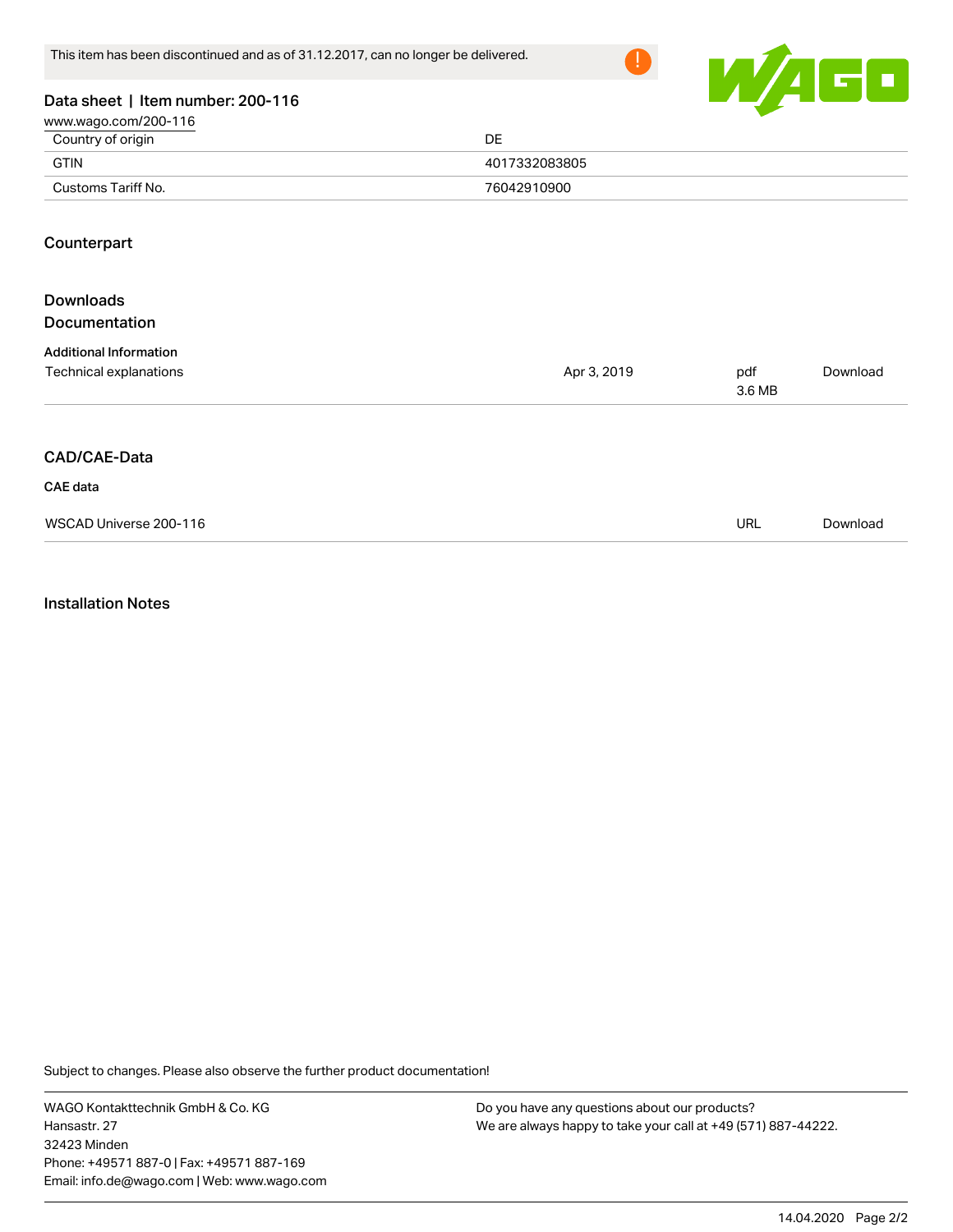This item has been discontinued and as of 31.12.2017, can no longer be delivered.

## Data sheet | Item number: 200-116

www.wago.com/200-116

| | |
|---|---|
| Country of origin | DE |
| GTIN | 4017332083805 |
| Customs Tariff No. | 76042910900 |

## Counterpart

## Downloads
## Documentation

### Additional Information

| | | | |
|---|---|---|---|
| Technical explanations | Apr 3, 2019 | pdf 3.6 MB | Download |

## CAD/CAE-Data

### CAE data

| | | |
|---|---|---|
| WSCAD Universe 200-116 | URL | Download |

## Installation Notes

Subject to changes. Please also observe the further product documentation!

WAGO Kontakttechnik GmbH & Co. KG
Hansastr. 27
32423 Minden
Phone: +49571 887-0 | Fax: +49571 887-169
Email: info.de@wago.com | Web: www.wago.com

Do you have any questions about our products?
We are always happy to take your call at +49 (571) 887-44222.

14.04.2020